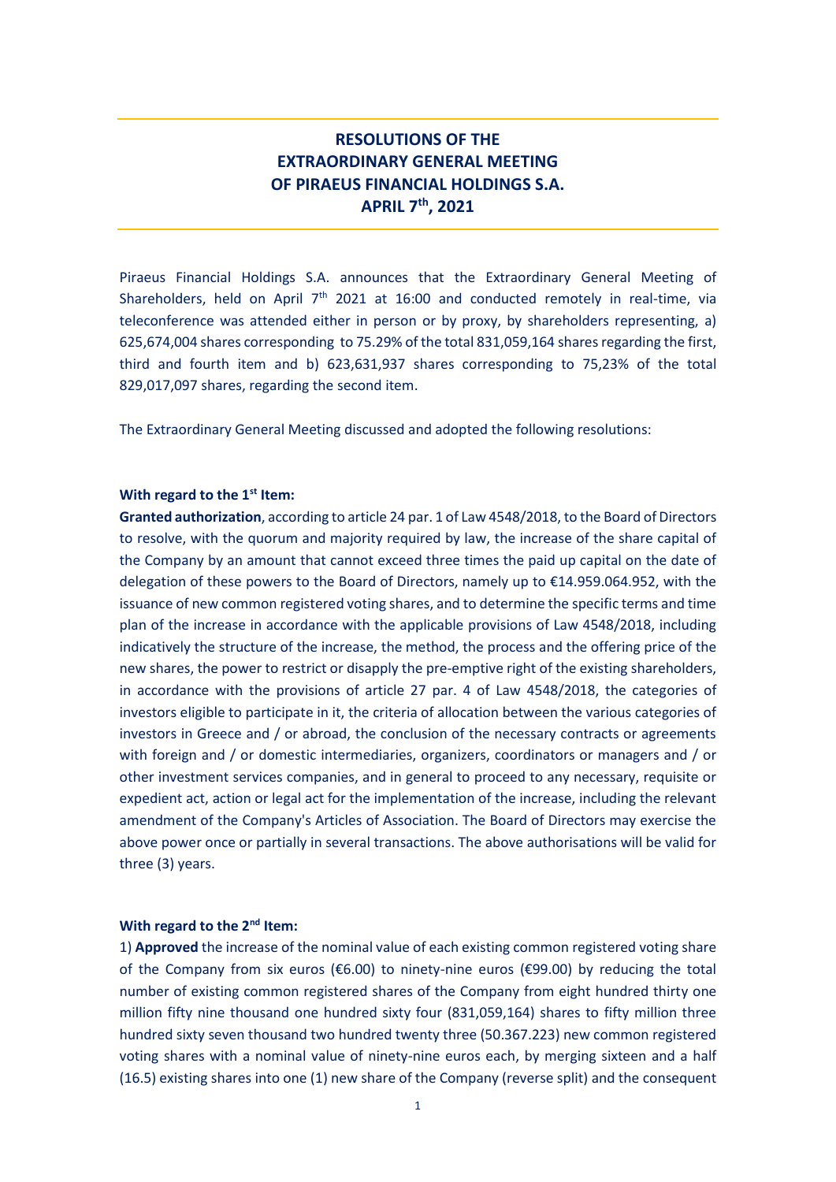# RESOLUTIONS OF THE EXTRAORDINARY GENERAL MEETING OF PIRAEUS FINANCIAL HOLDINGS S.A. APRIL 7th, 2021

Piraeus Financial Holdings S.A. announces that the Extraordinary General Meeting of Shareholders, held on April 7th 2021 at 16:00 and conducted remotely in real-time, via teleconference was attended either in person or by proxy, by shareholders representing, a) 625,674,004 shares corresponding to 75.29% of the total 831,059,164 shares regarding the first, third and fourth item and b) 623,631,937 shares corresponding to 75,23% of the total 829,017,097 shares, regarding the second item.

The Extraordinary General Meeting discussed and adopted the following resolutions:

**With regard to the 1st Item:**

**Granted authorization**, according to article 24 par. 1 of Law 4548/2018, to the Board of Directors to resolve, with the quorum and majority required by law, the increase of the share capital of the Company by an amount that cannot exceed three times the paid up capital on the date of delegation of these powers to the Board of Directors, namely up to €14.959.064.952, with the issuance of new common registered voting shares, and to determine the specific terms and time plan of the increase in accordance with the applicable provisions of Law 4548/2018, including indicatively the structure of the increase, the method, the process and the offering price of the new shares, the power to restrict or disapply the pre-emptive right of the existing shareholders, in accordance with the provisions of article 27 par. 4 of Law 4548/2018, the categories of investors eligible to participate in it, the criteria of allocation between the various categories of investors in Greece and / or abroad, the conclusion of the necessary contracts or agreements with foreign and / or domestic intermediaries, organizers, coordinators or managers and / or other investment services companies, and in general to proceed to any necessary, requisite or expedient act, action or legal act for the implementation of the increase, including the relevant amendment of the Company's Articles of Association. The Board of Directors may exercise the above power once or partially in several transactions. The above authorisations will be valid for three (3) years.

**With regard to the 2nd Item:**

1) **Approved** the increase of the nominal value of each existing common registered voting share of the Company from six euros (€6.00) to ninety-nine euros (€99.00) by reducing the total number of existing common registered shares of the Company from eight hundred thirty one million fifty nine thousand one hundred sixty four (831,059,164) shares to fifty million three hundred sixty seven thousand two hundred twenty three (50.367.223) new common registered voting shares with a nominal value of ninety-nine euros each, by merging sixteen and a half (16.5) existing shares into one (1) new share of the Company (reverse split) and the consequent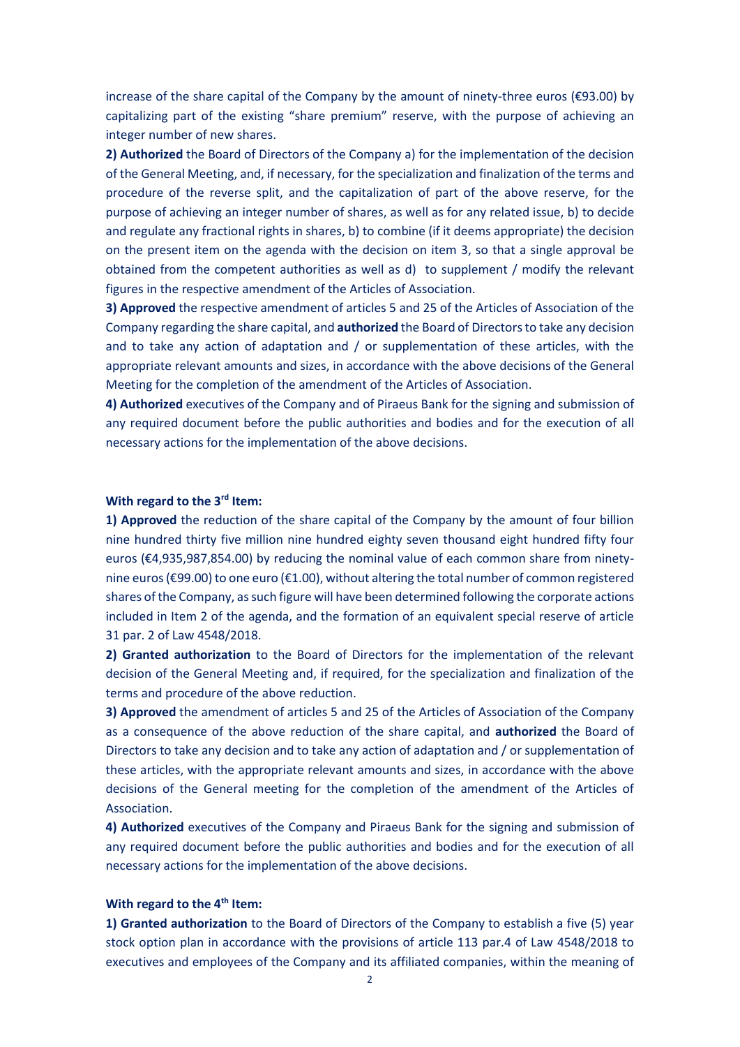increase of the share capital of the Company by the amount of ninety-three euros (€93.00) by capitalizing part of the existing "share premium" reserve, with the purpose of achieving an integer number of new shares.

**2) Authorized** the Board of Directors of the Company a) for the implementation of the decision of the General Meeting, and, if necessary, for the specialization and finalization of the terms and procedure of the reverse split, and the capitalization of part of the above reserve, for the purpose of achieving an integer number of shares, as well as for any related issue, b) to decide and regulate any fractional rights in shares, b) to combine (if it deems appropriate) the decision on the present item on the agenda with the decision on item 3, so that a single approval be obtained from the competent authorities as well as d) to supplement / modify the relevant figures in the respective amendment of the Articles of Association.

**3) Approved** the respective amendment of articles 5 and 25 of the Articles of Association of the Company regarding the share capital, and **authorized** the Board of Directors to take any decision and to take any action of adaptation and / or supplementation of these articles, with the appropriate relevant amounts and sizes, in accordance with the above decisions of the General Meeting for the completion of the amendment of the Articles of Association.

**4) Authorized** executives of the Company and of Piraeus Bank for the signing and submission of any required document before the public authorities and bodies and for the execution of all necessary actions for the implementation of the above decisions.

**With regard to the 3rd Item:**

**1) Approved** the reduction of the share capital of the Company by the amount of four billion nine hundred thirty five million nine hundred eighty seven thousand eight hundred fifty four euros (€4,935,987,854.00) by reducing the nominal value of each common share from ninety-nine euros (€99.00) to one euro (€1.00), without altering the total number of common registered shares of the Company, as such figure will have been determined following the corporate actions included in Item 2 of the agenda, and the formation of an equivalent special reserve of article 31 par. 2 of Law 4548/2018.

**2) Granted authorization** to the Board of Directors for the implementation of the relevant decision of the General Meeting and, if required, for the specialization and finalization of the terms and procedure of the above reduction.

**3) Approved** the amendment of articles 5 and 25 of the Articles of Association of the Company as a consequence of the above reduction of the share capital, and **authorized** the Board of Directors to take any decision and to take any action of adaptation and / or supplementation of these articles, with the appropriate relevant amounts and sizes, in accordance with the above decisions of the General meeting for the completion of the amendment of the Articles of Association.

**4) Authorized** executives of the Company and Piraeus Bank for the signing and submission of any required document before the public authorities and bodies and for the execution of all necessary actions for the implementation of the above decisions.

**With regard to the 4th Item:**

**1) Granted authorization** to the Board of Directors of the Company to establish a five (5) year stock option plan in accordance with the provisions of article 113 par.4 of Law 4548/2018 to executives and employees of the Company and its affiliated companies, within the meaning of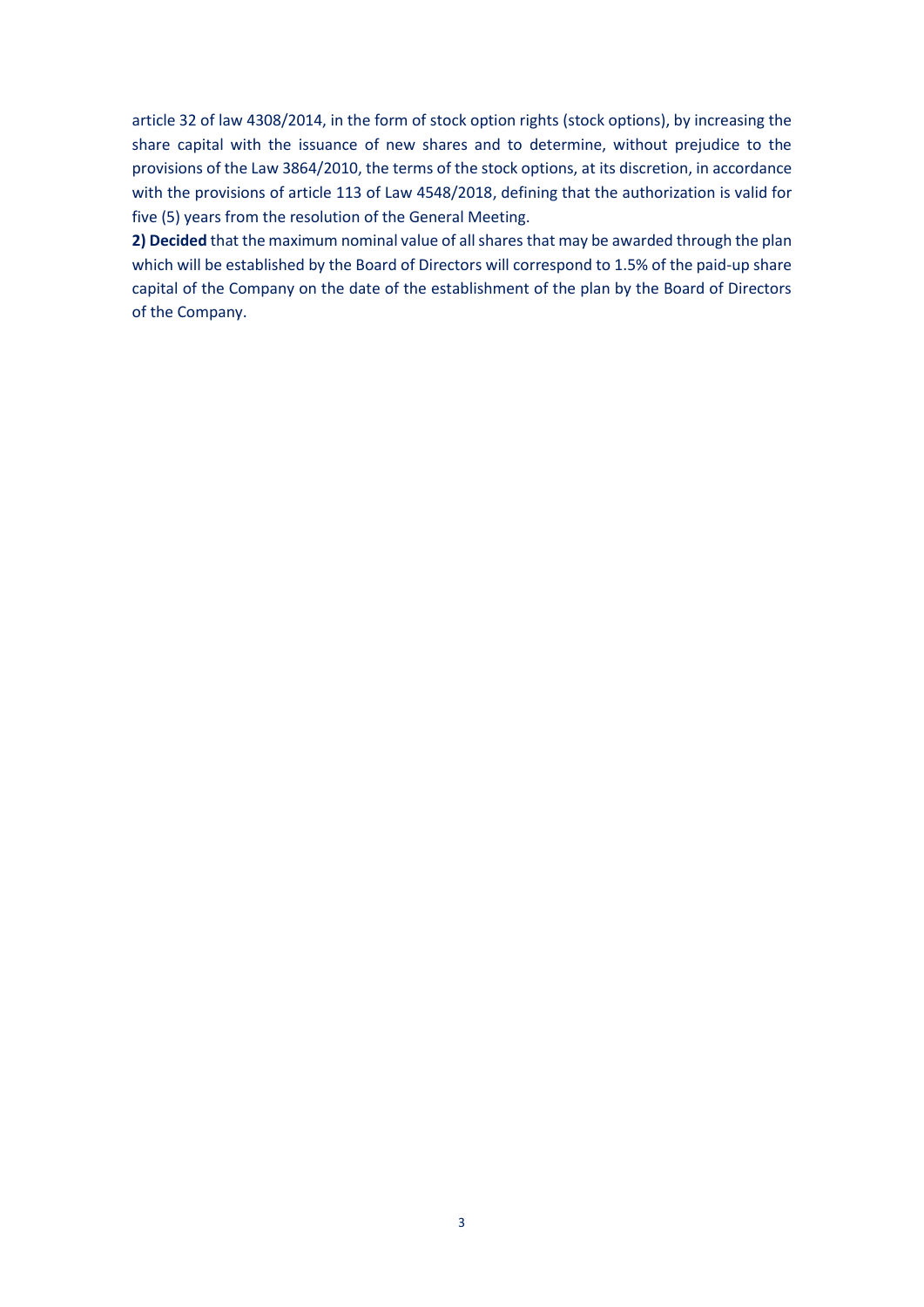article 32 of law 4308/2014, in the form of stock option rights (stock options), by increasing the share capital with the issuance of new shares and to determine, without prejudice to the provisions of the Law 3864/2010, the terms of the stock options, at its discretion, in accordance with the provisions of article 113 of Law 4548/2018, defining that the authorization is valid for five (5) years from the resolution of the General Meeting.

**2) Decided** that the maximum nominal value of all shares that may be awarded through the plan which will be established by the Board of Directors will correspond to 1.5% of the paid-up share capital of the Company on the date of the establishment of the plan by the Board of Directors of the Company.